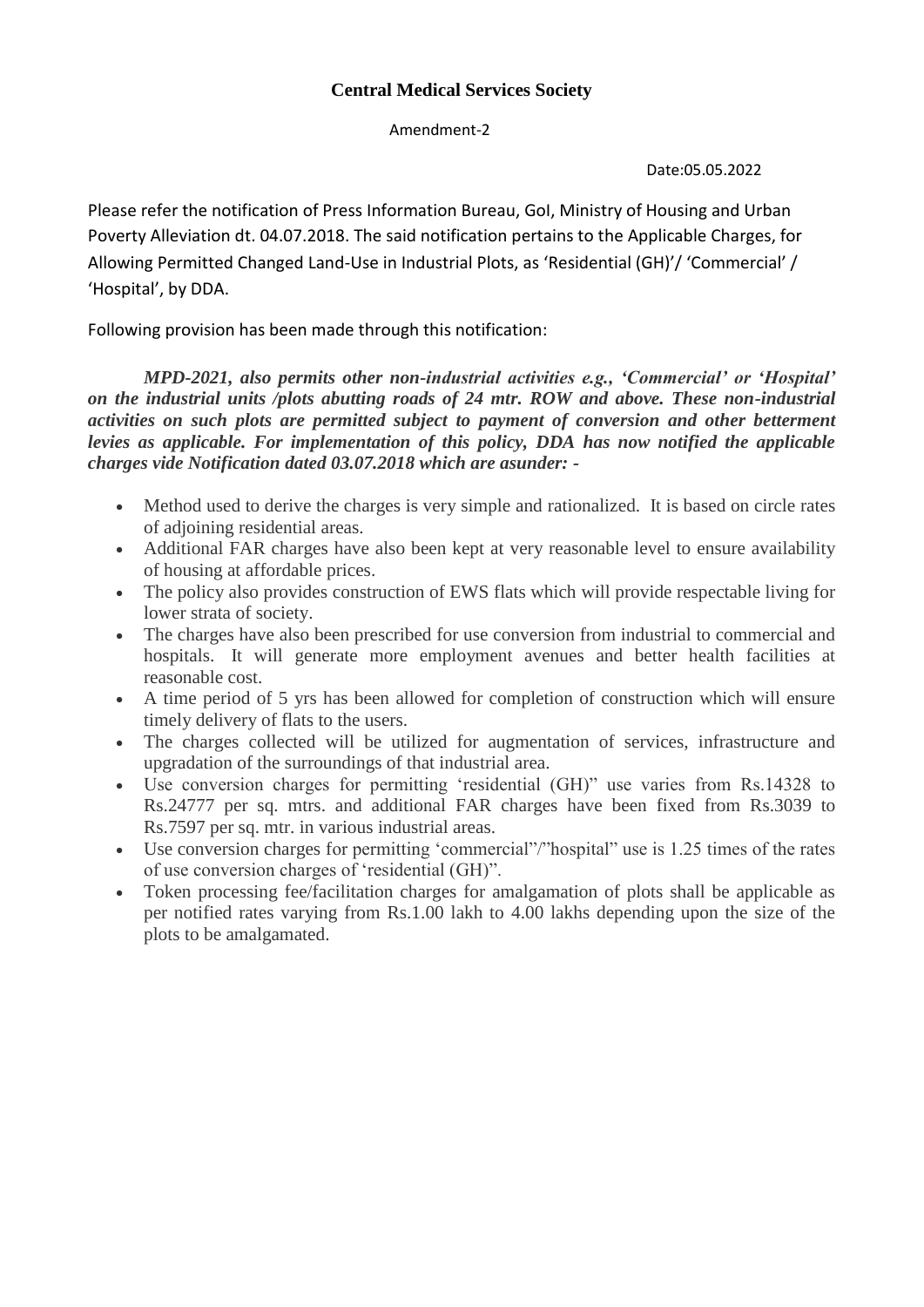**Central Medical Services Society**

Amendment-2

Date:05.05.2022

Please refer the notification of Press Information Bureau, GoI, Ministry of Housing and Urban Poverty Alleviation dt. 04.07.2018. The said notification pertains to the Applicable Charges, for Allowing Permitted Changed Land-Use in Industrial Plots, as 'Residential (GH)'/ 'Commercial' / 'Hospital', by DDA.

Following provision has been made through this notification:

***MPD-2021, also permits other non-industrial activities e.g., 'Commercial' or 'Hospital' on the industrial units /plots abutting roads of 24 mtr. ROW and above. These non-industrial activities on such plots are permitted subject to payment of conversion and other betterment levies as applicable. For implementation of this policy, DDA has now notified the applicable charges vide Notification dated 03.07.2018 which are asunder: -***

- Method used to derive the charges is very simple and rationalized. It is based on circle rates of adjoining residential areas.
- Additional FAR charges have also been kept at very reasonable level to ensure availability of housing at affordable prices.
- The policy also provides construction of EWS flats which will provide respectable living for lower strata of society.
- The charges have also been prescribed for use conversion from industrial to commercial and hospitals. It will generate more employment avenues and better health facilities at reasonable cost.
- A time period of 5 yrs has been allowed for completion of construction which will ensure timely delivery of flats to the users.
- The charges collected will be utilized for augmentation of services, infrastructure and upgradation of the surroundings of that industrial area.
- Use conversion charges for permitting 'residential (GH)" use varies from Rs.14328 to Rs.24777 per sq. mtrs. and additional FAR charges have been fixed from Rs.3039 to Rs.7597 per sq. mtr. in various industrial areas.
- Use conversion charges for permitting 'commercial"/"hospital" use is 1.25 times of the rates of use conversion charges of 'residential (GH)".
- Token processing fee/facilitation charges for amalgamation of plots shall be applicable as per notified rates varying from Rs.1.00 lakh to 4.00 lakhs depending upon the size of the plots to be amalgamated.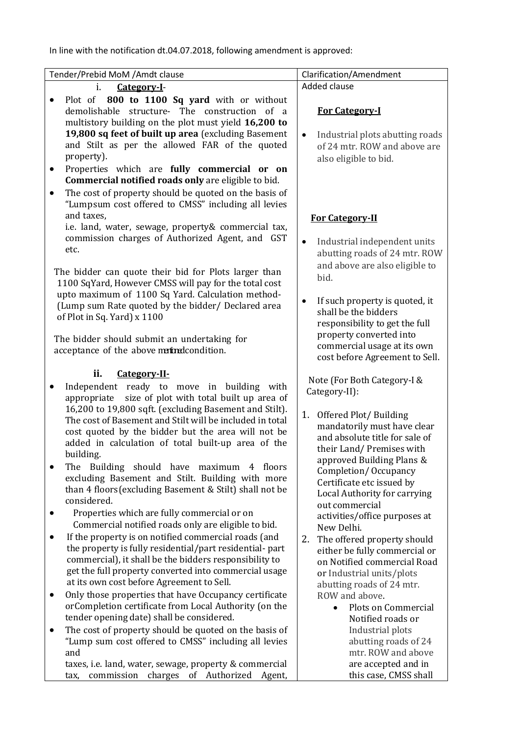In line with the notification dt.04.07.2018, following amendment is approved:

| Tender/Prebid MoM /Amdt clause | Clarification/Amendment |
|---|---|
| i. **Category-I**-<br>• Plot of **800 to 1100 Sq yard** with or without demolishable structure- The construction of a multistory building on the plot must yield **16,200 to 19,800 sq feet of built up area** (excluding Basement and Stilt as per the allowed FAR of the quoted property).<br>• Properties which are **fully commercial or on Commercial notified roads only** are eligible to bid.<br>• The cost of property should be quoted on the basis of "Lumpsum cost offered to CMSS" including all levies and taxes, i.e. land, water, sewage, property& commercial tax, commission charges of Authorized Agent, and GST etc.<br><br>The bidder can quote their bid for Plots larger than 1100 SqYard, However CMSS will pay for the total cost upto maximum of 1100 Sq Yard. Calculation method- (Lump sum Rate quoted by the bidder/ Declared area of Plot in Sq. Yard) x 1100<br><br>The bidder should submit an undertaking for acceptance of the above mentioned condition.<br><br>ii. **Category-II-**<br>• Independent ready to move in building with appropriate size of plot with total built up area of 16,200 to 19,800 sqft. (excluding Basement and Stilt). The cost of Basement and Stilt will be included in total cost quoted by the bidder but the area will not be added in calculation of total built-up area of the building.<br>• The Building should have maximum 4 floors excluding Basement and Stilt. Building with more than 4 floors(excluding Basement & Stilt) shall not be considered.<br>• Properties which are fully commercial or on Commercial notified roads only are eligible to bid.<br>• If the property is on notified commercial roads (and the property is fully residential/part residential- part commercial), it shall be the bidders responsibility to get the full property converted into commercial usage at its own cost before Agreement to Sell.<br>• Only those properties that have Occupancy certificate orCompletion certificate from Local Authority (on the tender opening date) shall be considered.<br>• The cost of property should be quoted on the basis of "Lump sum cost offered to CMSS" including all levies and taxes, i.e. land, water, sewage, property & commercial tax, commission charges of Authorized Agent, | Added clause<br><br>**For Category-I**<br><br>• Industrial plots abutting roads of 24 mtr. ROW and above are also eligible to bid.<br><br>**For Category-II**<br><br>• Industrial independent units abutting roads of 24 mtr. ROW and above are also eligible to bid.<br><br>• If such property is quoted, it shall be the bidders responsibility to get the full property converted into commercial usage at its own cost before Agreement to Sell.<br><br>Note (For Both Category-I & Category-II):<br><br>1. Offered Plot/ Building mandatorily must have clear and absolute title for sale of their Land/ Premises with approved Building Plans & Completion/ Occupancy Certificate etc issued by Local Authority for carrying out commercial activities/office purposes at New Delhi.<br>2. The offered property should either be fully commercial or on Notified commercial Road or Industrial units/plots abutting roads of 24 mtr. ROW and above.<br>• Plots on Commercial Notified roads or Industrial plots abutting roads of 24 mtr. ROW and above are accepted and in this case, CMSS shall |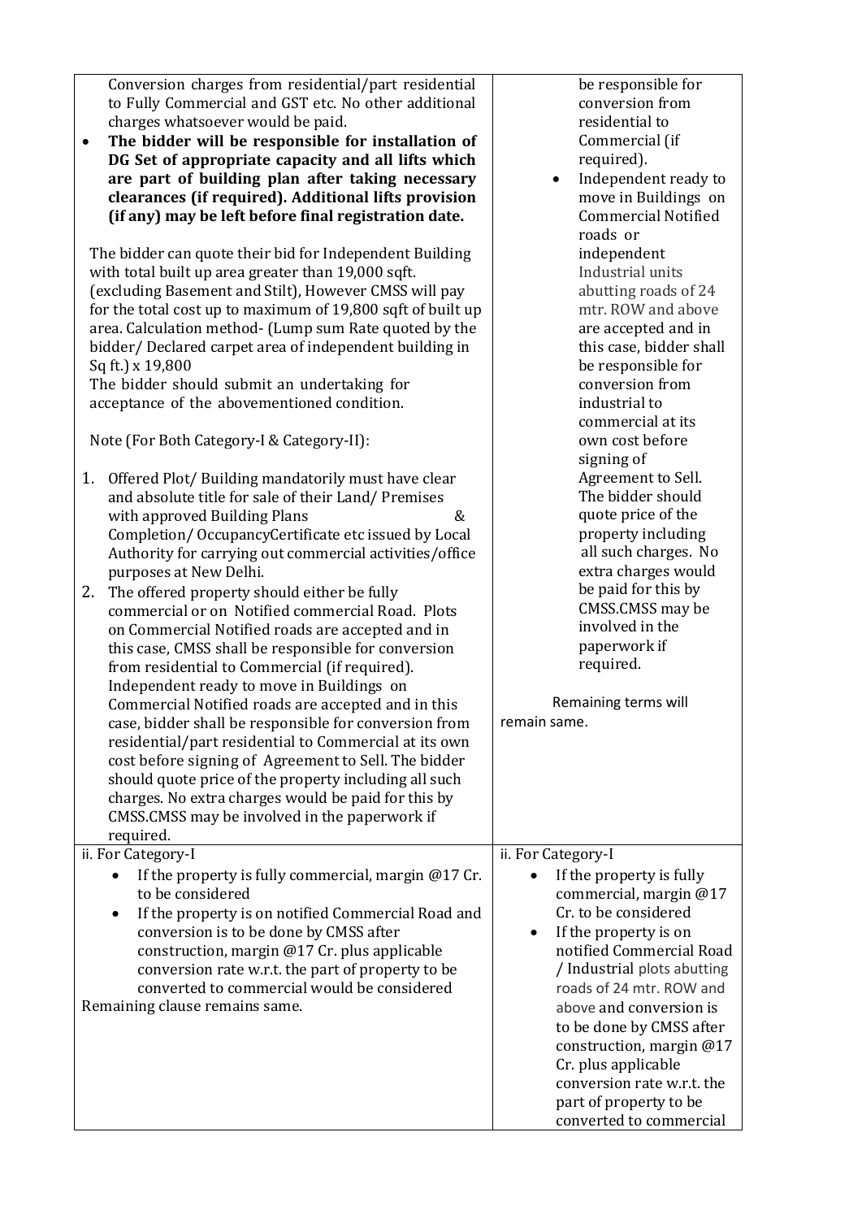| | |
|---|---|
| Conversion charges from residential/part residential to Fully Commercial and GST etc. No other additional charges whatsoever would be paid.<br>• **The bidder will be responsible for installation of DG Set of appropriate capacity and all lifts which are part of building plan after taking necessary clearances (if required). Additional lifts provision (if any) may be left before final registration date.**<br><br>The bidder can quote their bid for Independent Building with total built up area greater than 19,000 sqft. (excluding Basement and Stilt), However CMSS will pay for the total cost up to maximum of 19,800 sqft of built up area. Calculation method- (Lump sum Rate quoted by the bidder/ Declared carpet area of independent building in Sq ft.) x 19,800<br>The bidder should submit an undertaking for acceptance of the abovementioned condition.<br><br>Note (For Both Category-I & Category-II):<br><br>1. Offered Plot/ Building mandatorily must have clear and absolute title for sale of their Land/ Premises with approved Building Plans & Completion/ OccupancyCertificate etc issued by Local Authority for carrying out commercial activities/office purposes at New Delhi.<br>2. The offered property should either be fully commercial or on Notified commercial Road. Plots on Commercial Notified roads are accepted and in this case, CMSS shall be responsible for conversion from residential to Commercial (if required). Independent ready to move in Buildings on Commercial Notified roads are accepted and in this case, bidder shall be responsible for conversion from residential/part residential to Commercial at its own cost before signing of Agreement to Sell. The bidder should quote price of the property including all such charges. No extra charges would be paid for this by CMSS.CMSS may be involved in the paperwork if required. | be responsible for conversion from residential to Commercial (if required).<br>• Independent ready to move in Buildings on Commercial Notified roads or independent Industrial units abutting roads of 24 mtr. ROW and above are accepted and in this case, bidder shall be responsible for conversion from industrial to commercial at its own cost before signing of Agreement to Sell. The bidder should quote price of the property including all such charges. No extra charges would be paid for this by CMSS.CMSS may be involved in the paperwork if required.<br><br>Remaining terms will remain same. |
| ii. For Category-I<br>• If the property is fully commercial, margin @17 Cr. to be considered<br>• If the property is on notified Commercial Road and conversion is to be done by CMSS after construction, margin @17 Cr. plus applicable conversion rate w.r.t. the part of property to be converted to commercial would be considered<br>Remaining clause remains same. | ii. For Category-I<br>• If the property is fully commercial, margin @17 Cr. to be considered<br>• If the property is on notified Commercial Road / Industrial plots abutting roads of 24 mtr. ROW and above and conversion is to be done by CMSS after construction, margin @17 Cr. plus applicable conversion rate w.r.t. the part of property to be converted to commercial |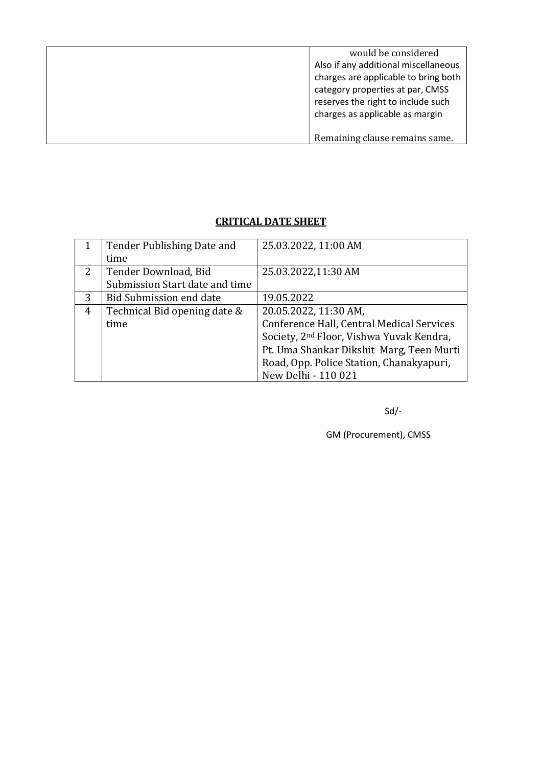| | |
|---|---|
| | would be considered<br>Also if any additional miscellaneous charges are applicable to bring both category properties at par, CMSS reserves the right to include such charges as applicable as margin<br><br>Remaining clause remains same. |

## CRITICAL DATE SHEET

| | | |
|---|---|---|
| 1 | Tender Publishing Date and time | 25.03.2022, 11:00 AM |
| 2 | Tender Download, Bid Submission Start date and time | 25.03.2022,11:30 AM |
| 3 | Bid Submission end date | 19.05.2022 |
| 4 | Technical Bid opening date & time | 20.05.2022, 11:30 AM, Conference Hall, Central Medical Services Society, 2nd Floor, Vishwa Yuvak Kendra, Pt. Uma Shankar Dikshit Marg, Teen Murti Road, Opp. Police Station, Chanakyapuri, New Delhi - 110 021 |

Sd/-

GM (Procurement), CMSS